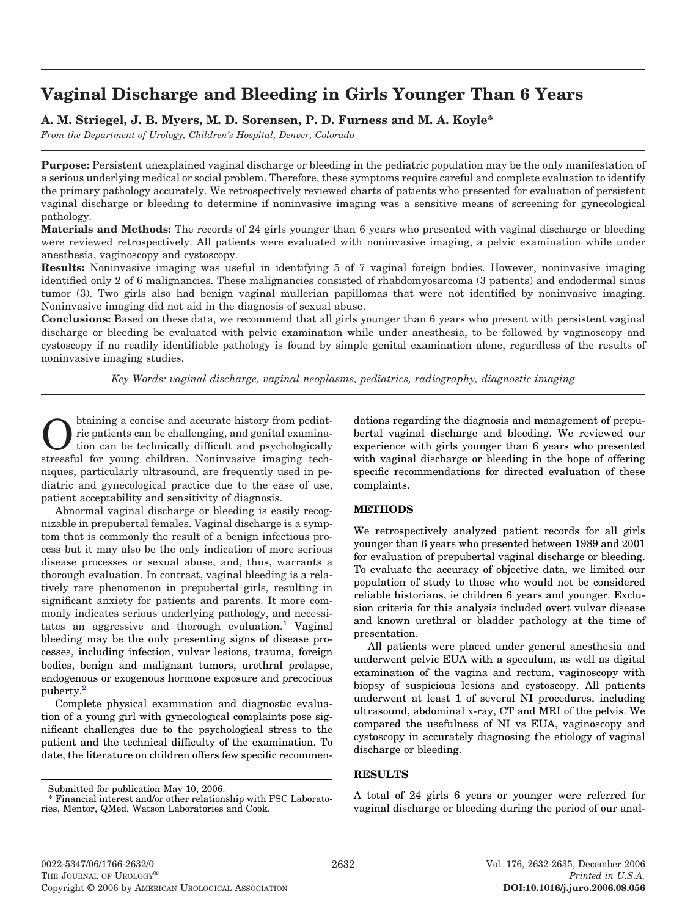# Vaginal Discharge and Bleeding in Girls Younger Than 6 Years

**A. M. Striegel, J. B. Myers, M. D. Sorensen, P. D. Furness and M. A. Koyle***

*From the Department of Urology, Children's Hospital, Denver, Colorado*

**Purpose:** Persistent unexplained vaginal discharge or bleeding in the pediatric population may be the only manifestation of a serious underlying medical or social problem. Therefore, these symptoms require careful and complete evaluation to identify the primary pathology accurately. We retrospectively reviewed charts of patients who presented for evaluation of persistent vaginal discharge or bleeding to determine if noninvasive imaging was a sensitive means of screening for gynecological pathology.

**Materials and Methods:** The records of 24 girls younger than 6 years who presented with vaginal discharge or bleeding were reviewed retrospectively. All patients were evaluated with noninvasive imaging, a pelvic examination while under anesthesia, vaginoscopy and cystoscopy.

**Results:** Noninvasive imaging was useful in identifying 5 of 7 vaginal foreign bodies. However, noninvasive imaging identified only 2 of 6 malignancies. These malignancies consisted of rhabdomyosarcoma (3 patients) and endodermal sinus tumor (3). Two girls also had benign vaginal mullerian papillomas that were not identified by noninvasive imaging. Noninvasive imaging did not aid in the diagnosis of sexual abuse.

**Conclusions:** Based on these data, we recommend that all girls younger than 6 years who present with persistent vaginal discharge or bleeding be evaluated with pelvic examination while under anesthesia, to be followed by vaginoscopy and cystoscopy if no readily identifiable pathology is found by simple genital examination alone, regardless of the results of noninvasive imaging studies.

*Key Words: vaginal discharge, vaginal neoplasms, pediatrics, radiography, diagnostic imaging*

Obtaining a concise and accurate history from pediatric patients can be challenging, and genital examination can be technically difficult and psychologically stressful for young children. Noninvasive imaging techniques, particularly ultrasound, are frequently used in pediatric and gynecological practice due to the ease of use, patient acceptability and sensitivity of diagnosis.

Abnormal vaginal discharge or bleeding is easily recognizable in prepubertal females. Vaginal discharge is a symptom that is commonly the result of a benign infectious process but it may also be the only indication of more serious disease processes or sexual abuse, and, thus, warrants a thorough evaluation. In contrast, vaginal bleeding is a relatively rare phenomenon in prepubertal girls, resulting in significant anxiety for patients and parents. It more commonly indicates serious underlying pathology, and necessitates an aggressive and thorough evaluation.[1] Vaginal bleeding may be the only presenting signs of disease processes, including infection, vulvar lesions, trauma, foreign bodies, benign and malignant tumors, urethral prolapse, endogenous or exogenous hormone exposure and precocious puberty.[2]

Complete physical examination and diagnostic evaluation of a young girl with gynecological complaints pose significant challenges due to the psychological stress to the patient and the technical difficulty of the examination. To date, the literature on children offers few specific recommendations regarding the diagnosis and management of prepubertal vaginal discharge and bleeding. We reviewed our experience with girls younger than 6 years who presented with vaginal discharge or bleeding in the hope of offering specific recommendations for directed evaluation of these complaints.

## METHODS

We retrospectively analyzed patient records for all girls younger than 6 years who presented between 1989 and 2001 for evaluation of prepubertal vaginal discharge or bleeding. To evaluate the accuracy of objective data, we limited our population of study to those who would not be considered reliable historians, ie children 6 years and younger. Exclusion criteria for this analysis included overt vulvar disease and known urethral or bladder pathology at the time of presentation.

All patients were placed under general anesthesia and underwent pelvic EUA with a speculum, as well as digital examination of the vagina and rectum, vaginoscopy with biopsy of suspicious lesions and cystoscopy. All patients underwent at least 1 of several NI procedures, including ultrasound, abdominal x-ray, CT and MRI of the pelvis. We compared the usefulness of NI vs EUA, vaginoscopy and cystoscopy in accurately diagnosing the etiology of vaginal discharge or bleeding.

## RESULTS

A total of 24 girls 6 years or younger were referred for vaginal discharge or bleeding during the period of our anal-

Submitted for publication May 10, 2006.

\* Financial interest and/or other relationship with FSC Laboratories, Mentor, QMed, Watson Laboratories and Cook.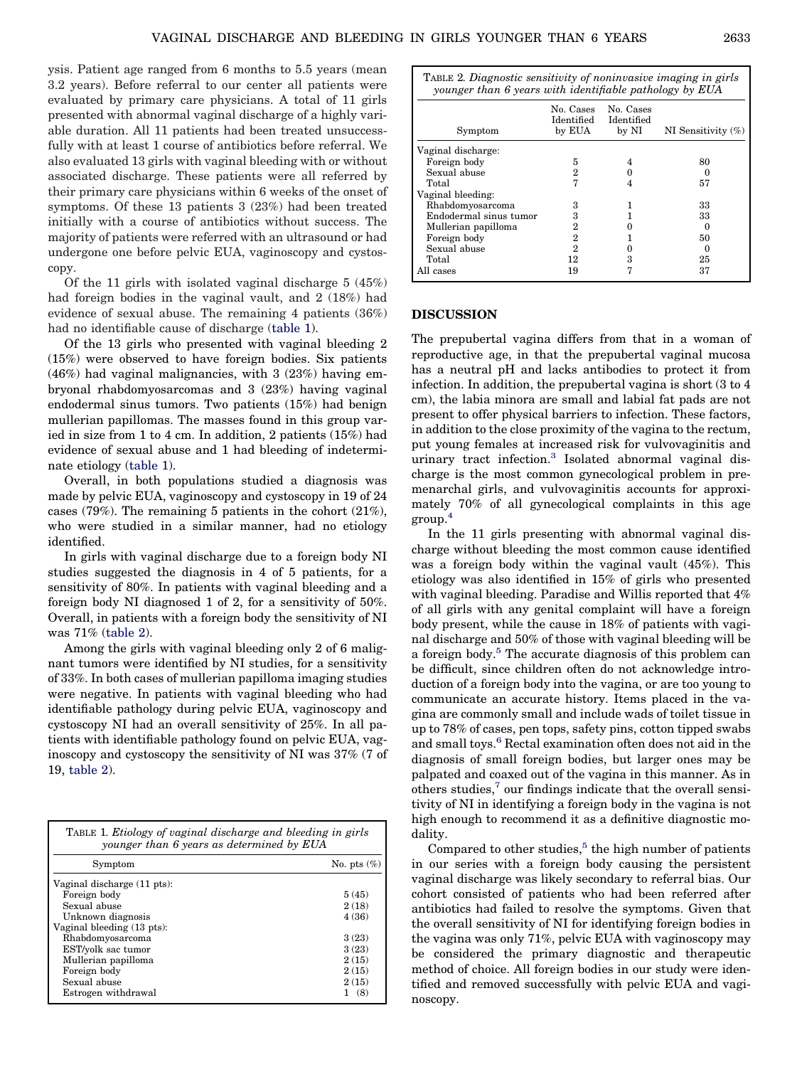ysis. Patient age ranged from 6 months to 5.5 years (mean 3.2 years). Before referral to our center all patients were evaluated by primary care physicians. A total of 11 girls presented with abnormal vaginal discharge of a highly variable duration. All 11 patients had been treated unsuccessfully with at least 1 course of antibiotics before referral. We also evaluated 13 girls with vaginal bleeding with or without associated discharge. These patients were all referred by their primary care physicians within 6 weeks of the onset of symptoms. Of these 13 patients 3 (23%) had been treated initially with a course of antibiotics without success. The majority of patients were referred with an ultrasound or had undergone one before pelvic EUA, vaginoscopy and cystoscopy.

Of the 11 girls with isolated vaginal discharge 5 (45%) had foreign bodies in the vaginal vault, and 2 (18%) had evidence of sexual abuse. The remaining 4 patients (36%) had no identifiable cause of discharge (table 1).

Of the 13 girls who presented with vaginal bleeding 2 (15%) were observed to have foreign bodies. Six patients (46%) had vaginal malignancies, with 3 (23%) having embryonal rhabdomyosarcomas and 3 (23%) having vaginal endodermal sinus tumors. Two patients (15%) had benign mullerian papillomas. The masses found in this group varied in size from 1 to 4 cm. In addition, 2 patients (15%) had evidence of sexual abuse and 1 had bleeding of indeterminate etiology (table 1).

Overall, in both populations studied a diagnosis was made by pelvic EUA, vaginoscopy and cystoscopy in 19 of 24 cases (79%). The remaining 5 patients in the cohort (21%), who were studied in a similar manner, had no etiology identified.

In girls with vaginal discharge due to a foreign body NI studies suggested the diagnosis in 4 of 5 patients, for a sensitivity of 80%. In patients with vaginal bleeding and a foreign body NI diagnosed 1 of 2, for a sensitivity of 50%. Overall, in patients with a foreign body the sensitivity of NI was 71% (table 2).

Among the girls with vaginal bleeding only 2 of 6 malignant tumors were identified by NI studies, for a sensitivity of 33%. In both cases of mullerian papilloma imaging studies were negative. In patients with vaginal bleeding who had identifiable pathology during pelvic EUA, vaginoscopy and cystoscopy NI had an overall sensitivity of 25%. In all patients with identifiable pathology found on pelvic EUA, vaginoscopy and cystoscopy the sensitivity of NI was 37% (7 of 19, table 2).

TABLE 1. *Etiology of vaginal discharge and bleeding in girls younger than 6 years as determined by EUA*

| Symptom | No. pts (%) |
|---|---|
| Vaginal discharge (11 pts): | |
| Foreign body | 5 (45) |
| Sexual abuse | 2 (18) |
| Unknown diagnosis | 4 (36) |
| Vaginal bleeding (13 pts): | |
| Rhabdomyosarcoma | 3 (23) |
| EST/yolk sac tumor | 3 (23) |
| Mullerian papilloma | 2 (15) |
| Foreign body | 2 (15) |
| Sexual abuse | 2 (15) |
| Estrogen withdrawal | 1 (8) |

TABLE 2. *Diagnostic sensitivity of noninvasive imaging in girls younger than 6 years with identifiable pathology by EUA*

| Symptom | No. Cases Identified by EUA | No. Cases Identified by NI | NI Sensitivity (%) |
|---|---|---|---|
| Vaginal discharge: | | | |
| Foreign body | 5 | 4 | 80 |
| Sexual abuse | 2 | 0 | 0 |
| Total | 7 | 4 | 57 |
| Vaginal bleeding: | | | |
| Rhabdomyosarcoma | 3 | 1 | 33 |
| Endodermal sinus tumor | 3 | 1 | 33 |
| Mullerian papilloma | 2 | 0 | 0 |
| Foreign body | 2 | 1 | 50 |
| Sexual abuse | 2 | 0 | 0 |
| Total | 12 | 3 | 25 |
| All cases | 19 | 7 | 37 |

## DISCUSSION

The prepubertal vagina differs from that in a woman of reproductive age, in that the prepubertal vaginal mucosa has a neutral pH and lacks antibodies to protect it from infection. In addition, the prepubertal vagina is short (3 to 4 cm), the labia minora are small and labial fat pads are not present to offer physical barriers to infection. These factors, in addition to the close proximity of the vagina to the rectum, put young females at increased risk for vulvovaginitis and urinary tract infection.[3] Isolated abnormal vaginal discharge is the most common gynecological problem in premenarchal girls, and vulvovaginitis accounts for approximately 70% of all gynecological complaints in this age group.[4]

In the 11 girls presenting with abnormal vaginal discharge without bleeding the most common cause identified was a foreign body within the vaginal vault (45%). This etiology was also identified in 15% of girls who presented with vaginal bleeding. Paradise and Willis reported that 4% of all girls with any genital complaint will have a foreign body present, while the cause in 18% of patients with vaginal discharge and 50% of those with vaginal bleeding will be a foreign body.[5] The accurate diagnosis of this problem can be difficult, since children often do not acknowledge introduction of a foreign body into the vagina, or are too young to communicate an accurate history. Items placed in the vagina are commonly small and include wads of toilet tissue in up to 78% of cases, pen tops, safety pins, cotton tipped swabs and small toys.[6] Rectal examination often does not aid in the diagnosis of small foreign bodies, but larger ones may be palpated and coaxed out of the vagina in this manner. As in others studies,[7] our findings indicate that the overall sensitivity of NI in identifying a foreign body in the vagina is not high enough to recommend it as a definitive diagnostic modality.

Compared to other studies,[5] the high number of patients in our series with a foreign body causing the persistent vaginal discharge was likely secondary to referral bias. Our cohort consisted of patients who had been referred after antibiotics had failed to resolve the symptoms. Given that the overall sensitivity of NI for identifying foreign bodies in the vagina was only 71%, pelvic EUA with vaginoscopy may be considered the primary diagnostic and therapeutic method of choice. All foreign bodies in our study were identified and removed successfully with pelvic EUA and vaginoscopy.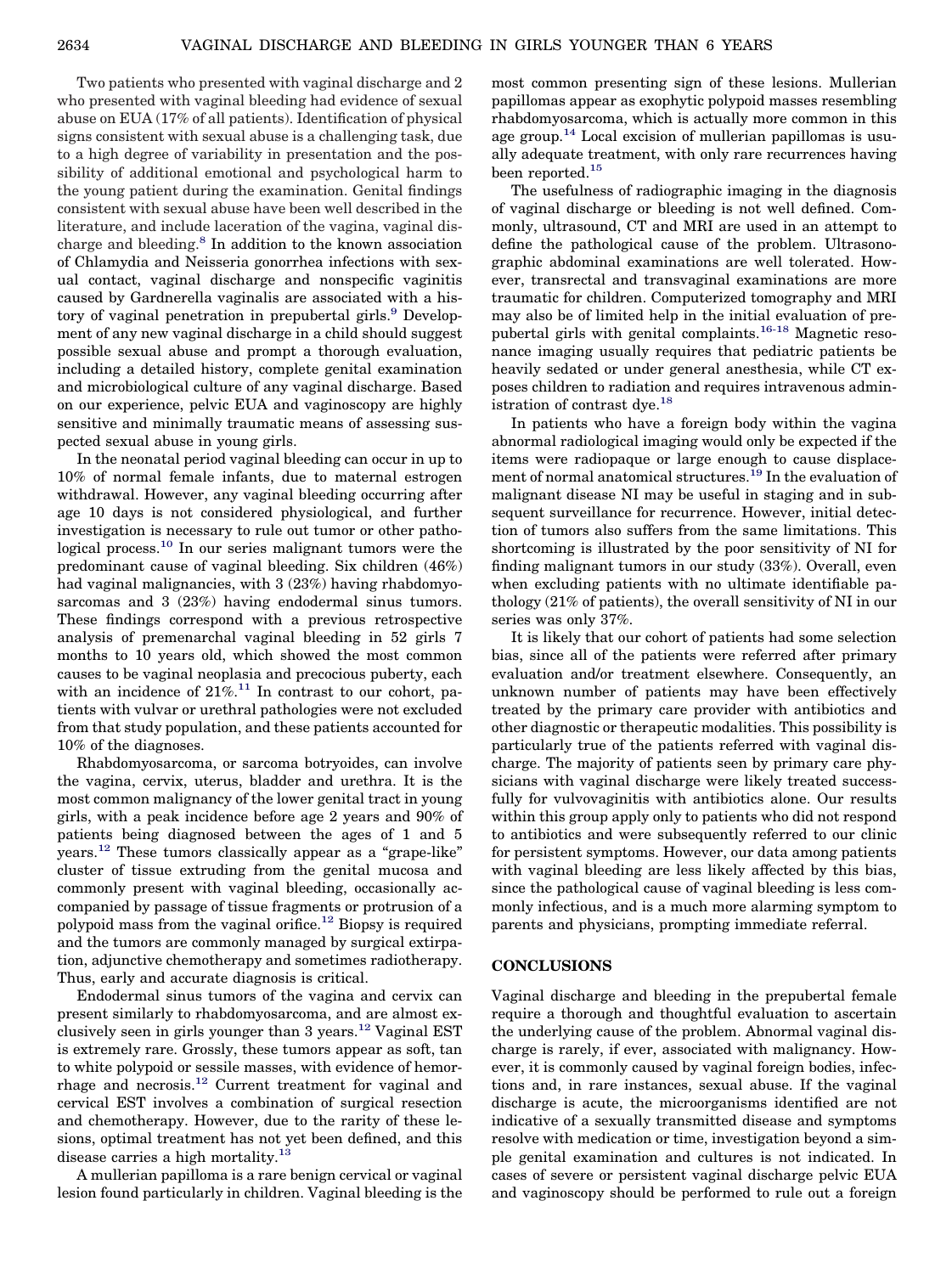Two patients who presented with vaginal discharge and 2 who presented with vaginal bleeding had evidence of sexual abuse on EUA (17% of all patients). Identification of physical signs consistent with sexual abuse is a challenging task, due to a high degree of variability in presentation and the possibility of additional emotional and psychological harm to the young patient during the examination. Genital findings consistent with sexual abuse have been well described in the literature, and include laceration of the vagina, vaginal discharge and bleeding.[8] In addition to the known association of Chlamydia and Neisseria gonorrhea infections with sexual contact, vaginal discharge and nonspecific vaginitis caused by Gardnerella vaginalis are associated with a history of vaginal penetration in prepubertal girls.[9] Development of any new vaginal discharge in a child should suggest possible sexual abuse and prompt a thorough evaluation, including a detailed history, complete genital examination and microbiological culture of any vaginal discharge. Based on our experience, pelvic EUA and vaginoscopy are highly sensitive and minimally traumatic means of assessing suspected sexual abuse in young girls.

In the neonatal period vaginal bleeding can occur in up to 10% of normal female infants, due to maternal estrogen withdrawal. However, any vaginal bleeding occurring after age 10 days is not considered physiological, and further investigation is necessary to rule out tumor or other pathological process.[10] In our series malignant tumors were the predominant cause of vaginal bleeding. Six children (46%) had vaginal malignancies, with 3 (23%) having rhabdomyosarcomas and 3 (23%) having endodermal sinus tumors. These findings correspond with a previous retrospective analysis of premenarchal vaginal bleeding in 52 girls 7 months to 10 years old, which showed the most common causes to be vaginal neoplasia and precocious puberty, each with an incidence of 21%.[11] In contrast to our cohort, patients with vulvar or urethral pathologies were not excluded from that study population, and these patients accounted for 10% of the diagnoses.

Rhabdomyosarcoma, or sarcoma botryoides, can involve the vagina, cervix, uterus, bladder and urethra. It is the most common malignancy of the lower genital tract in young girls, with a peak incidence before age 2 years and 90% of patients being diagnosed between the ages of 1 and 5 years.[12] These tumors classically appear as a "grape-like" cluster of tissue extruding from the genital mucosa and commonly present with vaginal bleeding, occasionally accompanied by passage of tissue fragments or protrusion of a polypoid mass from the vaginal orifice.[12] Biopsy is required and the tumors are commonly managed by surgical extirpation, adjunctive chemotherapy and sometimes radiotherapy. Thus, early and accurate diagnosis is critical.

Endodermal sinus tumors of the vagina and cervix can present similarly to rhabdomyosarcoma, and are almost exclusively seen in girls younger than 3 years.[12] Vaginal EST is extremely rare. Grossly, these tumors appear as soft, tan to white polypoid or sessile masses, with evidence of hemorrhage and necrosis.[12] Current treatment for vaginal and cervical EST involves a combination of surgical resection and chemotherapy. However, due to the rarity of these lesions, optimal treatment has not yet been defined, and this disease carries a high mortality.[13]

A mullerian papilloma is a rare benign cervical or vaginal lesion found particularly in children. Vaginal bleeding is the most common presenting sign of these lesions. Mullerian papillomas appear as exophytic polypoid masses resembling rhabdomyosarcoma, which is actually more common in this age group.[14] Local excision of mullerian papillomas is usually adequate treatment, with only rare recurrences having been reported.[15]

The usefulness of radiographic imaging in the diagnosis of vaginal discharge or bleeding is not well defined. Commonly, ultrasound, CT and MRI are used in an attempt to define the pathological cause of the problem. Ultrasonographic abdominal examinations are well tolerated. However, transrectal and transvaginal examinations are more traumatic for children. Computerized tomography and MRI may also be of limited help in the initial evaluation of prepubertal girls with genital complaints.[16-18] Magnetic resonance imaging usually requires that pediatric patients be heavily sedated or under general anesthesia, while CT exposes children to radiation and requires intravenous administration of contrast dye.[18]

In patients who have a foreign body within the vagina abnormal radiological imaging would only be expected if the items were radiopaque or large enough to cause displacement of normal anatomical structures.[19] In the evaluation of malignant disease NI may be useful in staging and in subsequent surveillance for recurrence. However, initial detection of tumors also suffers from the same limitations. This shortcoming is illustrated by the poor sensitivity of NI for finding malignant tumors in our study (33%). Overall, even when excluding patients with no ultimate identifiable pathology (21% of patients), the overall sensitivity of NI in our series was only 37%.

It is likely that our cohort of patients had some selection bias, since all of the patients were referred after primary evaluation and/or treatment elsewhere. Consequently, an unknown number of patients may have been effectively treated by the primary care provider with antibiotics and other diagnostic or therapeutic modalities. This possibility is particularly true of the patients referred with vaginal discharge. The majority of patients seen by primary care physicians with vaginal discharge were likely treated successfully for vulvovaginitis with antibiotics alone. Our results within this group apply only to patients who did not respond to antibiotics and were subsequently referred to our clinic for persistent symptoms. However, our data among patients with vaginal bleeding are less likely affected by this bias, since the pathological cause of vaginal bleeding is less commonly infectious, and is a much more alarming symptom to parents and physicians, prompting immediate referral.

## CONCLUSIONS

Vaginal discharge and bleeding in the prepubertal female require a thorough and thoughtful evaluation to ascertain the underlying cause of the problem. Abnormal vaginal discharge is rarely, if ever, associated with malignancy. However, it is commonly caused by vaginal foreign bodies, infections and, in rare instances, sexual abuse. If the vaginal discharge is acute, the microorganisms identified are not indicative of a sexually transmitted disease and symptoms resolve with medication or time, investigation beyond a simple genital examination and cultures is not indicated. In cases of severe or persistent vaginal discharge pelvic EUA and vaginoscopy should be performed to rule out a foreign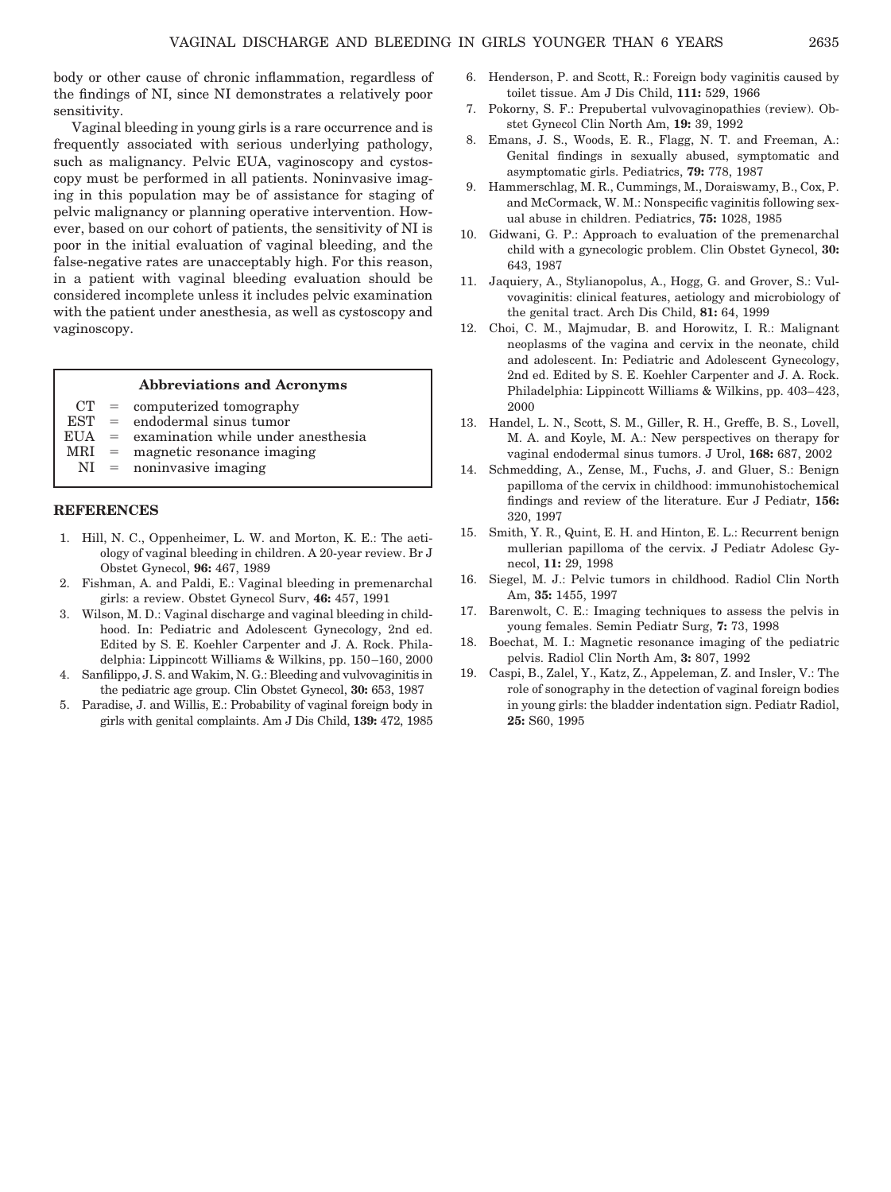body or other cause of chronic inflammation, regardless of the findings of NI, since NI demonstrates a relatively poor sensitivity.

Vaginal bleeding in young girls is a rare occurrence and is frequently associated with serious underlying pathology, such as malignancy. Pelvic EUA, vaginoscopy and cystoscopy must be performed in all patients. Noninvasive imaging in this population may be of assistance for staging of pelvic malignancy or planning operative intervention. However, based on our cohort of patients, the sensitivity of NI is poor in the initial evaluation of vaginal bleeding, and the false-negative rates are unacceptably high. For this reason, in a patient with vaginal bleeding evaluation should be considered incomplete unless it includes pelvic examination with the patient under anesthesia, as well as cystoscopy and vaginoscopy.

**Abbreviations and Acronyms**

CT = computerized tomography
EST = endodermal sinus tumor
EUA = examination while under anesthesia
MRI = magnetic resonance imaging
NI = noninvasive imaging

## REFERENCES

1. Hill, N. C., Oppenheimer, L. W. and Morton, K. E.: The aetiology of vaginal bleeding in children. A 20-year review. Br J Obstet Gynecol, **96:** 467, 1989
2. Fishman, A. and Paldi, E.: Vaginal bleeding in premenarchal girls: a review. Obstet Gynecol Surv, **46:** 457, 1991
3. Wilson, M. D.: Vaginal discharge and vaginal bleeding in childhood. In: Pediatric and Adolescent Gynecology, 2nd ed. Edited by S. E. Koehler Carpenter and J. A. Rock. Philadelphia: Lippincott Williams & Wilkins, pp. 150–160, 2000
4. Sanfilippo, J. S. and Wakim, N. G.: Bleeding and vulvovaginitis in the pediatric age group. Clin Obstet Gynecol, **30:** 653, 1987
5. Paradise, J. and Willis, E.: Probability of vaginal foreign body in girls with genital complaints. Am J Dis Child, **139:** 472, 1985
6. Henderson, P. and Scott, R.: Foreign body vaginitis caused by toilet tissue. Am J Dis Child, **111:** 529, 1966
7. Pokorny, S. F.: Prepubertal vulvovaginopathies (review). Obstet Gynecol Clin North Am, **19:** 39, 1992
8. Emans, J. S., Woods, E. R., Flagg, N. T. and Freeman, A.: Genital findings in sexually abused, symptomatic and asymptomatic girls. Pediatrics, **79:** 778, 1987
9. Hammerschlag, M. R., Cummings, M., Doraiswamy, B., Cox, P. and McCormack, W. M.: Nonspecific vaginitis following sexual abuse in children. Pediatrics, **75:** 1028, 1985
10. Gidwani, G. P.: Approach to evaluation of the premenarchal child with a gynecologic problem. Clin Obstet Gynecol, **30:** 643, 1987
11. Jaquiery, A., Stylianopolus, A., Hogg, G. and Grover, S.: Vulvovaginitis: clinical features, aetiology and microbiology of the genital tract. Arch Dis Child, **81:** 64, 1999
12. Choi, C. M., Majmudar, B. and Horowitz, I. R.: Malignant neoplasms of the vagina and cervix in the neonate, child and adolescent. In: Pediatric and Adolescent Gynecology, 2nd ed. Edited by S. E. Koehler Carpenter and J. A. Rock. Philadelphia: Lippincott Williams & Wilkins, pp. 403–423, 2000
13. Handel, L. N., Scott, S. M., Giller, R. H., Greffe, B. S., Lovell, M. A. and Koyle, M. A.: New perspectives on therapy for vaginal endodermal sinus tumors. J Urol, **168:** 687, 2002
14. Schmedding, A., Zense, M., Fuchs, J. and Gluer, S.: Benign papilloma of the cervix in childhood: immunohistochemical findings and review of the literature. Eur J Pediatr, **156:** 320, 1997
15. Smith, Y. R., Quint, E. H. and Hinton, E. L.: Recurrent benign mullerian papilloma of the cervix. J Pediatr Adolesc Gynecol, **11:** 29, 1998
16. Siegel, M. J.: Pelvic tumors in childhood. Radiol Clin North Am, **35:** 1455, 1997
17. Barenwolt, C. E.: Imaging techniques to assess the pelvis in young females. Semin Pediatr Surg, **7:** 73, 1998
18. Boechat, M. I.: Magnetic resonance imaging of the pediatric pelvis. Radiol Clin North Am, **3:** 807, 1992
19. Caspi, B., Zalel, Y., Katz, Z., Appeleman, Z. and Insler, V.: The role of sonography in the detection of vaginal foreign bodies in young girls: the bladder indentation sign. Pediatr Radiol, **25:** S60, 1995